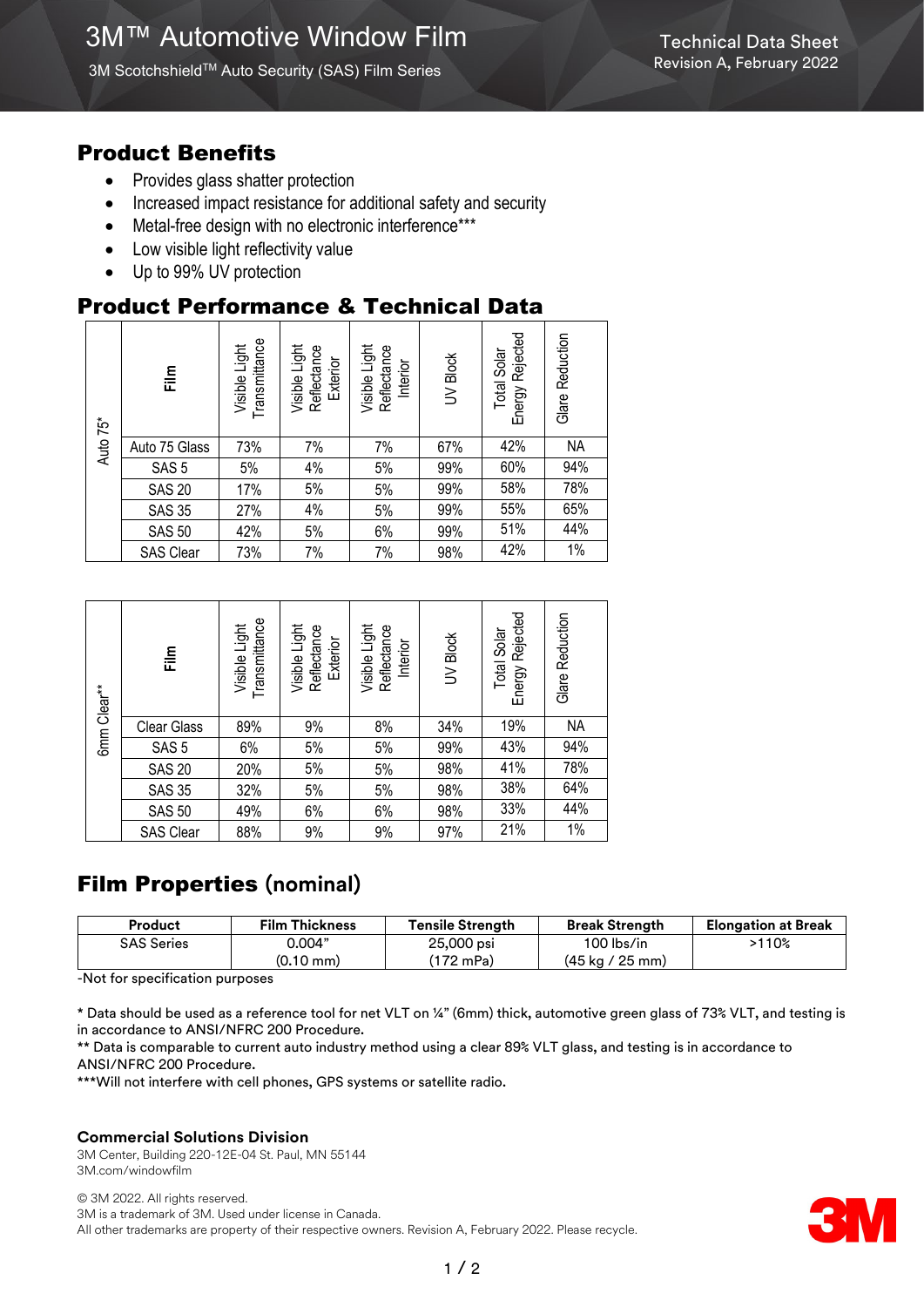# 3M™ Automotive Window Film

3M Scotchshield™ Auto Security (SAS) Film Series

Technical Data Sheet
Revision A, February 2022

## Product Benefits

- Provides glass shatter protection
- Increased impact resistance for additional safety and security
- Metal-free design with no electronic interference***
- Low visible light reflectivity value
- Up to 99% UV protection

## Product Performance & Technical Data

| | Film | Visible Light Transmittance | Visible Light Reflectance Exterior | Visible Light Reflectance Interior | UV Block | Total Solar Energy Rejected | Glare Reduction |
|---|---|---|---|---|---|---|---|
| Auto 75* | Auto 75 Glass | 73% | 7% | 7% | 67% | 42% | NA |
| | SAS 5 | 5% | 4% | 5% | 99% | 60% | 94% |
| | SAS 20 | 17% | 5% | 5% | 99% | 58% | 78% |
| | SAS 35 | 27% | 4% | 5% | 99% | 55% | 65% |
| | SAS 50 | 42% | 5% | 6% | 99% | 51% | 44% |
| | SAS Clear | 73% | 7% | 7% | 98% | 42% | 1% |

| | Film | Visible Light Transmittance | Visible Light Reflectance Exterior | Visible Light Reflectance Interior | UV Block | Total Solar Energy Rejected | Glare Reduction |
|---|---|---|---|---|---|---|---|
| 6mm Clear** | Clear Glass | 89% | 9% | 8% | 34% | 19% | NA |
| | SAS 5 | 6% | 5% | 5% | 99% | 43% | 94% |
| | SAS 20 | 20% | 5% | 5% | 98% | 41% | 78% |
| | SAS 35 | 32% | 5% | 5% | 98% | 38% | 64% |
| | SAS 50 | 49% | 6% | 6% | 98% | 33% | 44% |
| | SAS Clear | 88% | 9% | 9% | 97% | 21% | 1% |

## Film Properties (nominal)

| Product | Film Thickness | Tensile Strength | Break Strength | Elongation at Break |
|---|---|---|---|---|
| SAS Series | 0.004" (0.10 mm) | 25,000 psi (172 mPa) | 100 lbs/in (45 kg / 25 mm) | >110% |

-Not for specification purposes

\* Data should be used as a reference tool for net VLT on ¼" (6mm) thick, automotive green glass of 73% VLT, and testing is in accordance to ANSI/NFRC 200 Procedure.

** Data is comparable to current auto industry method using a clear 89% VLT glass, and testing is in accordance to ANSI/NFRC 200 Procedure.

***Will not interfere with cell phones, GPS systems or satellite radio.

**Commercial Solutions Division**
3M Center, Building 220-12E-04 St. Paul, MN 55144
3M.com/windowfilm

© 3M 2022. All rights reserved.
3M is a trademark of 3M. Used under license in Canada.
All other trademarks are property of their respective owners. Revision A, February 2022. Please recycle.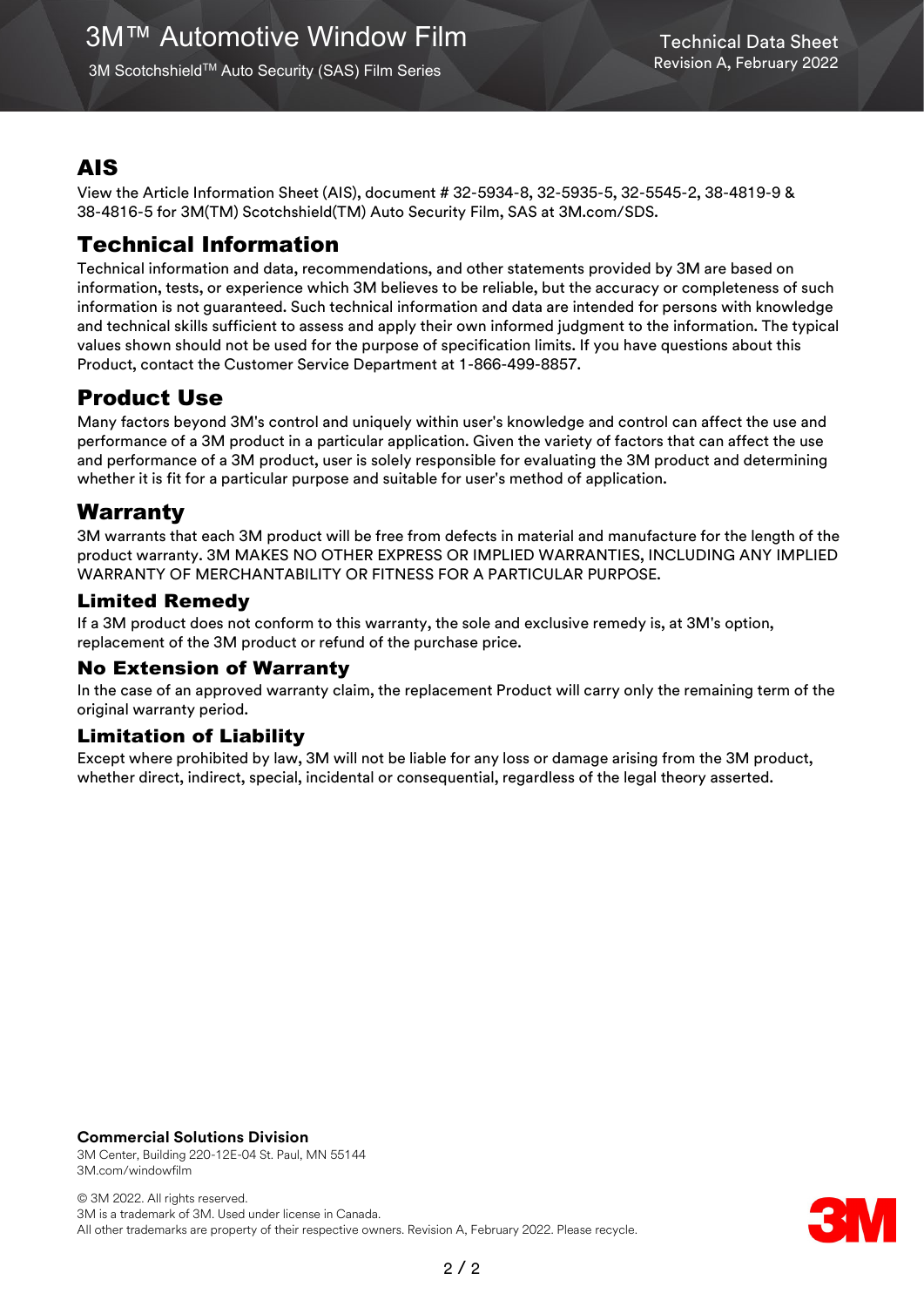## AIS

View the Article Information Sheet (AIS), document # 32-5934-8, 32-5935-5, 32-5545-2, 38-4819-9 & 38-4816-5 for 3M(TM) Scotchshield(TM) Auto Security Film, SAS at 3M.com/SDS.

## Technical Information

Technical information and data, recommendations, and other statements provided by 3M are based on information, tests, or experience which 3M believes to be reliable, but the accuracy or completeness of such information is not guaranteed. Such technical information and data are intended for persons with knowledge and technical skills sufficient to assess and apply their own informed judgment to the information. The typical values shown should not be used for the purpose of specification limits. If you have questions about this Product, contact the Customer Service Department at 1-866-499-8857.

## Product Use

Many factors beyond 3M's control and uniquely within user's knowledge and control can affect the use and performance of a 3M product in a particular application. Given the variety of factors that can affect the use and performance of a 3M product, user is solely responsible for evaluating the 3M product and determining whether it is fit for a particular purpose and suitable for user's method of application.

## Warranty

3M warrants that each 3M product will be free from defects in material and manufacture for the length of the product warranty. 3M MAKES NO OTHER EXPRESS OR IMPLIED WARRANTIES, INCLUDING ANY IMPLIED WARRANTY OF MERCHANTABILITY OR FITNESS FOR A PARTICULAR PURPOSE.

### Limited Remedy

If a 3M product does not conform to this warranty, the sole and exclusive remedy is, at 3M's option, replacement of the 3M product or refund of the purchase price.

### No Extension of Warranty

In the case of an approved warranty claim, the replacement Product will carry only the remaining term of the original warranty period.

### Limitation of Liability

Except where prohibited by law, 3M will not be liable for any loss or damage arising from the 3M product, whether direct, indirect, special, incidental or consequential, regardless of the legal theory asserted.

**Commercial Solutions Division**
3M Center, Building 220-12E-04 St. Paul, MN 55144
3M.com/windowfilm

© 3M 2022. All rights reserved.
3M is a trademark of 3M. Used under license in Canada.
All other trademarks are property of their respective owners. Revision A, February 2022. Please recycle.